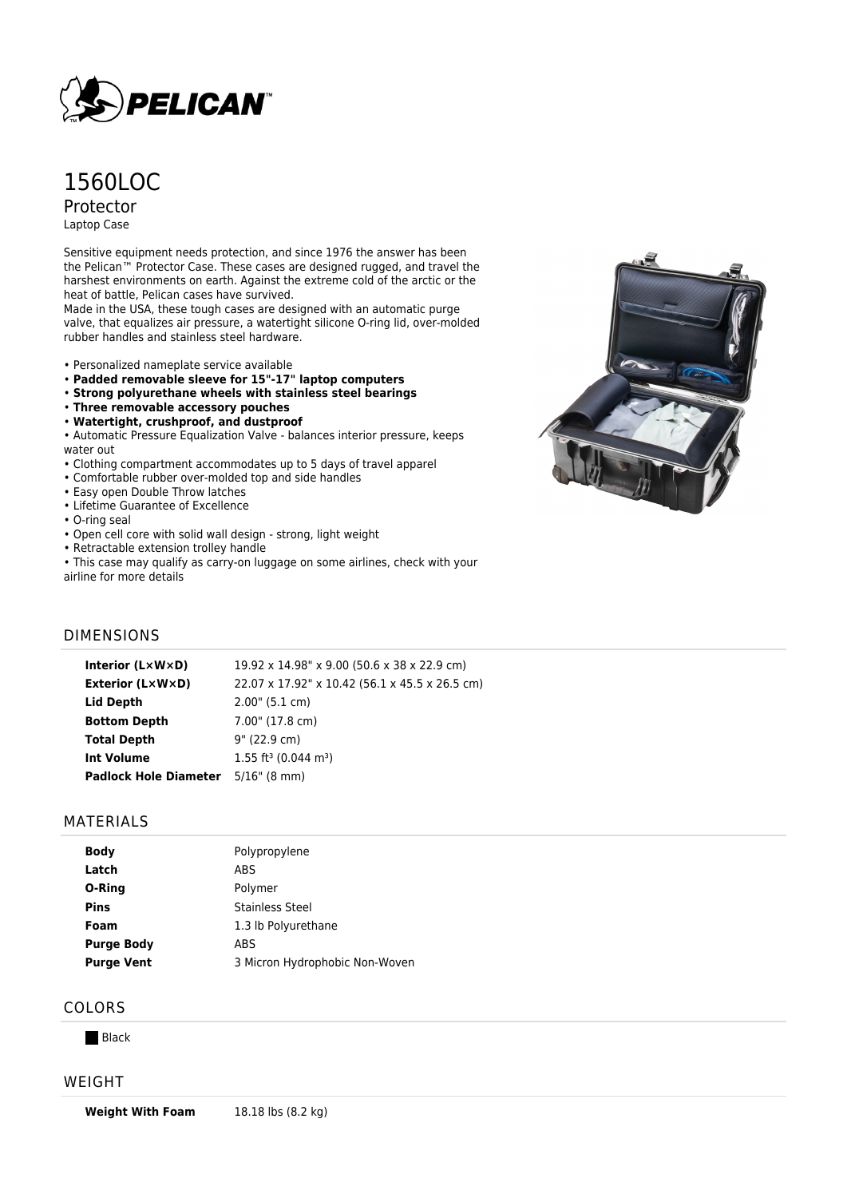# 1560LOC

## Protector

Laptop Case

Sensitive equipment needs protection, and since 1976 the answer has been the Pelican™ Protector Case. These cases are designed rugged, and travel the harshest environments on earth. Against the extreme cold of the arctic or the heat of battle, Pelican cases have survived.
Made in the USA, these tough cases are designed with an automatic purge valve, that equalizes air pressure, a watertight silicone O-ring lid, over-molded rubber handles and stainless steel hardware.

- Personalized nameplate service available
- **Padded removable sleeve for 15"-17" laptop computers**
- **Strong polyurethane wheels with stainless steel bearings**
- **Three removable accessory pouches**
- **Watertight, crushproof, and dustproof**
- Automatic Pressure Equalization Valve - balances interior pressure, keeps water out
- Clothing compartment accommodates up to 5 days of travel apparel
- Comfortable rubber over-molded top and side handles
- Easy open Double Throw latches
- Lifetime Guarantee of Excellence
- O-ring seal
- Open cell core with solid wall design - strong, light weight
- Retractable extension trolley handle
- This case may qualify as carry-on luggage on some airlines, check with your airline for more details

## DIMENSIONS

| | |
|---|---|
| **Interior (L×W×D)** | 19.92 x 14.98" x 9.00 (50.6 x 38 x 22.9 cm) |
| **Exterior (L×W×D)** | 22.07 x 17.92" x 10.42 (56.1 x 45.5 x 26.5 cm) |
| **Lid Depth** | 2.00" (5.1 cm) |
| **Bottom Depth** | 7.00" (17.8 cm) |
| **Total Depth** | 9" (22.9 cm) |
| **Int Volume** | 1.55 ft³ (0.044 m³) |
| **Padlock Hole Diameter** | 5/16" (8 mm) |

## MATERIALS

| | |
|---|---|
| **Body** | Polypropylene |
| **Latch** | ABS |
| **O-Ring** | Polymer |
| **Pins** | Stainless Steel |
| **Foam** | 1.3 lb Polyurethane |
| **Purge Body** | ABS |
| **Purge Vent** | 3 Micron Hydrophobic Non-Woven |

## COLORS

Black

## WEIGHT

| | |
|---|---|
| **Weight With Foam** | 18.18 lbs (8.2 kg) |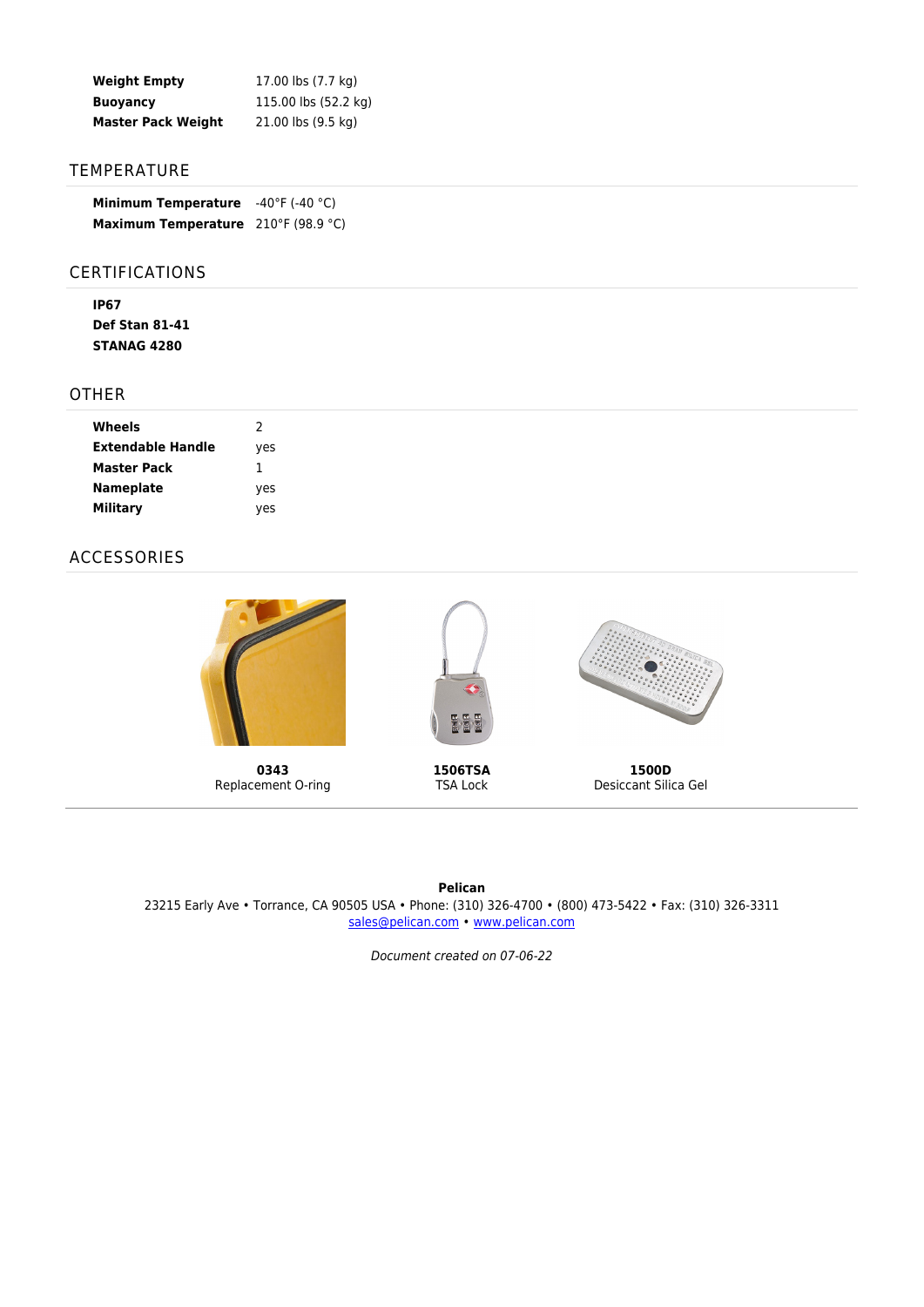| | |
|---|---|
| **Weight Empty** | 17.00 lbs (7.7 kg) |
| **Buoyancy** | 115.00 lbs (52.2 kg) |
| **Master Pack Weight** | 21.00 lbs (9.5 kg) |

## TEMPERATURE

| | |
|---|---|
| **Minimum Temperature** | -40°F (-40 °C) |
| **Maximum Temperature** | 210°F (98.9 °C) |

## CERTIFICATIONS

**IP67**
**Def Stan 81-41**
**STANAG 4280**

## OTHER

| | |
|---|---|
| **Wheels** | 2 |
| **Extendable Handle** | yes |
| **Master Pack** | 1 |
| **Nameplate** | yes |
| **Military** | yes |

## ACCESSORIES

**0343**
Replacement O-ring

**1506TSA**
TSA Lock

**1500D**
Desiccant Silica Gel

---

**Pelican**
23215 Early Ave • Torrance, CA 90505 USA • Phone: (310) 326-4700 • (800) 473-5422 • Fax: (310) 326-3311
sales@pelican.com • www.pelican.com

*Document created on 07-06-22*